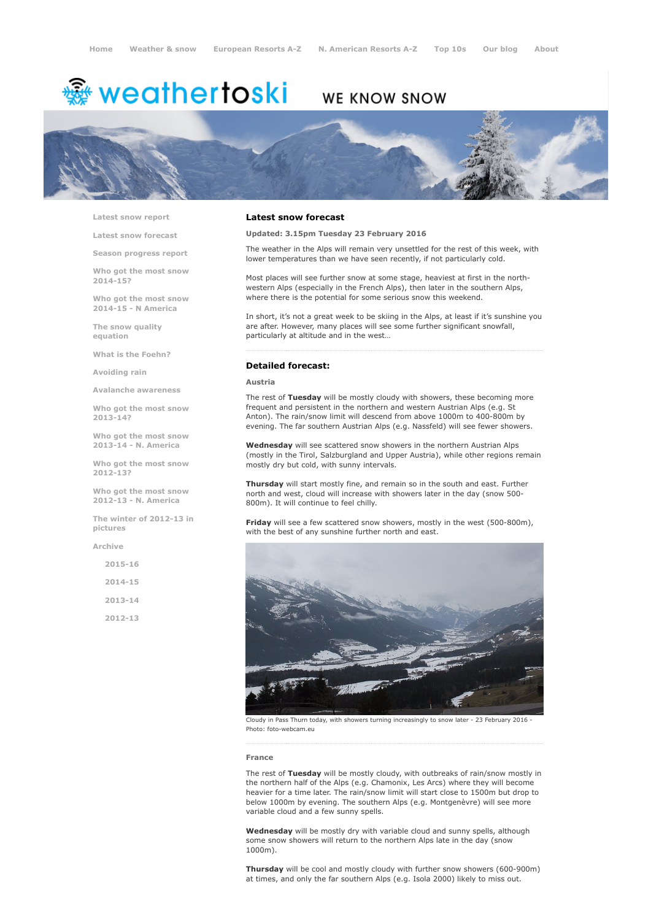Home Weather & snow European Resorts A-Z N. American Resorts A-Z Top 10s Our blog About

weathertoski WE KNOW SNOW

- Latest snow report
- Latest snow forecast
- Season progress report
- Who got the most snow 2014-15?
- Who got the most snow 2014-15 - N America
- The snow quality equation
- What is the Foehn?
- Avoiding rain
- Avalanche awareness
- Who got the most snow 2013-14?
- Who got the most snow 2013-14 - N. America
- Who got the most snow 2012-13?
- Who got the most snow 2012-13 - N. America
- The winter of 2012-13 in pictures
- Archive
  - 2015-16
  - 2014-15
  - 2013-14
  - 2012-13

## Latest snow forecast

**Updated: 3.15pm Tuesday 23 February 2016**

The weather in the Alps will remain very unsettled for the rest of this week, with lower temperatures than we have seen recently, if not particularly cold.

Most places will see further snow at some stage, heaviest at first in the north-western Alps (especially in the French Alps), then later in the southern Alps, where there is the potential for some serious snow this weekend.

In short, it's not a great week to be skiing in the Alps, at least if it's sunshine you are after. However, many places will see some further significant snowfall, particularly at altitude and in the west…

## Detailed forecast:

### Austria

The rest of **Tuesday** will be mostly cloudy with showers, these becoming more frequent and persistent in the northern and western Austrian Alps (e.g. St Anton). The rain/snow limit will descend from above 1000m to 400-800m by evening. The far southern Austrian Alps (e.g. Nassfeld) will see fewer showers.

**Wednesday** will see scattered snow showers in the northern Austrian Alps (mostly in the Tirol, Salzburgland and Upper Austria), while other regions remain mostly dry but cold, with sunny intervals.

**Thursday** will start mostly fine, and remain so in the south and east. Further north and west, cloud will increase with showers later in the day (snow 500-800m). It will continue to feel chilly.

**Friday** will see a few scattered snow showers, mostly in the west (500-800m), with the best of any sunshine further north and east.

Cloudy in Pass Thurn today, with showers turning increasingly to snow later - 23 February 2016 - Photo: foto-webcam.eu

### France

The rest of **Tuesday** will be mostly cloudy, with outbreaks of rain/snow mostly in the northern half of the Alps (e.g. Chamonix, Les Arcs) where they will become heavier for a time later. The rain/snow limit will start close to 1500m but drop to below 1000m by evening. The southern Alps (e.g. Montgenèvre) will see more variable cloud and a few sunny spells.

**Wednesday** will be mostly dry with variable cloud and sunny spells, although some snow showers will return to the northern Alps late in the day (snow 1000m).

**Thursday** will be cool and mostly cloudy with further snow showers (600-900m) at times, and only the far southern Alps (e.g. Isola 2000) likely to miss out.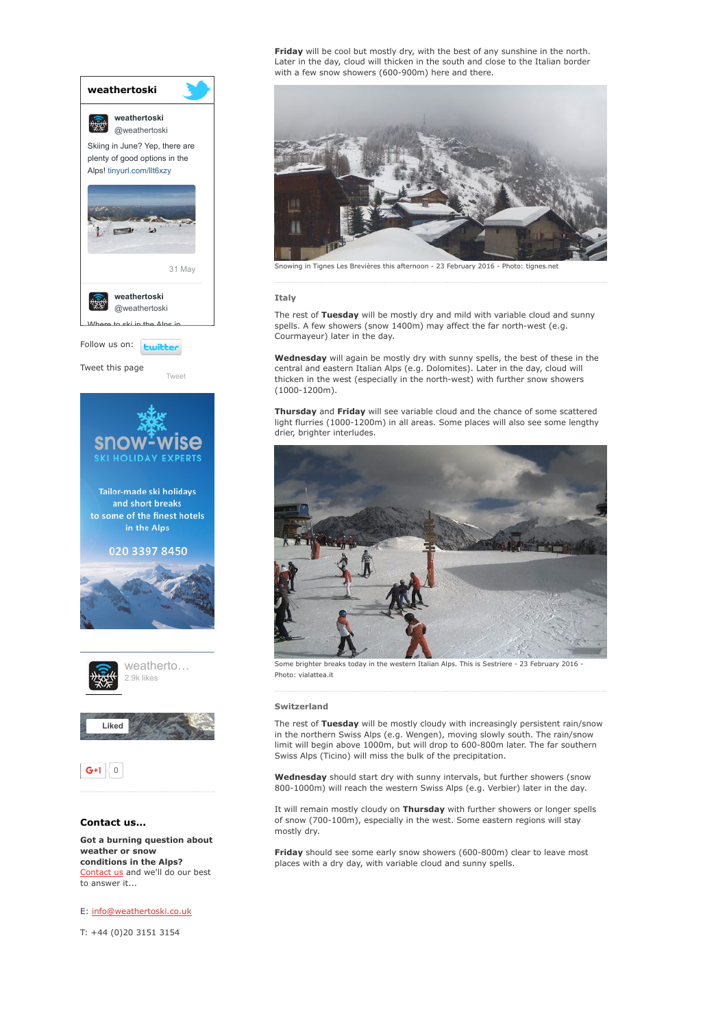**Friday** will be cool but mostly dry, with the best of any sunshine in the north. Later in the day, cloud will thicken in the south and close to the Italian border with a few snow showers (600-900m) here and there.

Snowing in Tignes Les Brevières this afternoon - 23 February 2016 - Photo: tignes.net

### Italy

The rest of **Tuesday** will be mostly dry and mild with variable cloud and sunny spells. A few showers (snow 1400m) may affect the far north-west (e.g. Courmayeur) later in the day.

**Wednesday** will again be mostly dry with sunny spells, the best of these in the central and eastern Italian Alps (e.g. Dolomites). Later in the day, cloud will thicken in the west (especially in the north-west) with further snow showers (1000-1200m).

**Thursday** and **Friday** will see variable cloud and the chance of some scattered light flurries (1000-1200m) in all areas. Some places will also see some lengthy drier, brighter interludes.

Some brighter breaks today in the western Italian Alps. This is Sestriere - 23 February 2016 - Photo: vialattea.it

### Switzerland

The rest of **Tuesday** will be mostly cloudy with increasingly persistent rain/snow in the northern Swiss Alps (e.g. Wengen), moving slowly south. The rain/snow limit will begin above 1000m, but will drop to 600-800m later. The far southern Swiss Alps (Ticino) will miss the bulk of the precipitation.

**Wednesday** should start dry with sunny intervals, but further showers (snow 800-1000m) will reach the western Swiss Alps (e.g. Verbier) later in the day.

It will remain mostly cloudy on **Thursday** with further showers or longer spells of snow (700-100m), especially in the west. Some eastern regions will stay mostly dry.

**Friday** should see some early snow showers (600-800m) clear to leave most places with a dry day, with variable cloud and sunny spells.

**weathertoski**

weathertoski
@weathertoski

Skiing in June? Yep, there are plenty of good options in the Alps! tinyurl.com/llt6xzy

31 May

weathertoski
@weathertoski

Where to ski in the Alps in

Follow us on: twitter

Tweet this page

Tweet

snow-wise
SKI HOLIDAY EXPERTS

Tailor-made ski holidays and short breaks to some of the finest hotels in the Alps

020 3397 8450

weatherto...
2.9k likes

Liked

G+1 0

### Contact us...

**Got a burning question about weather or snow conditions in the Alps?**
Contact us and we'll do our best to answer it...

E: info@weathertoski.co.uk

T: +44 (0)20 3151 3154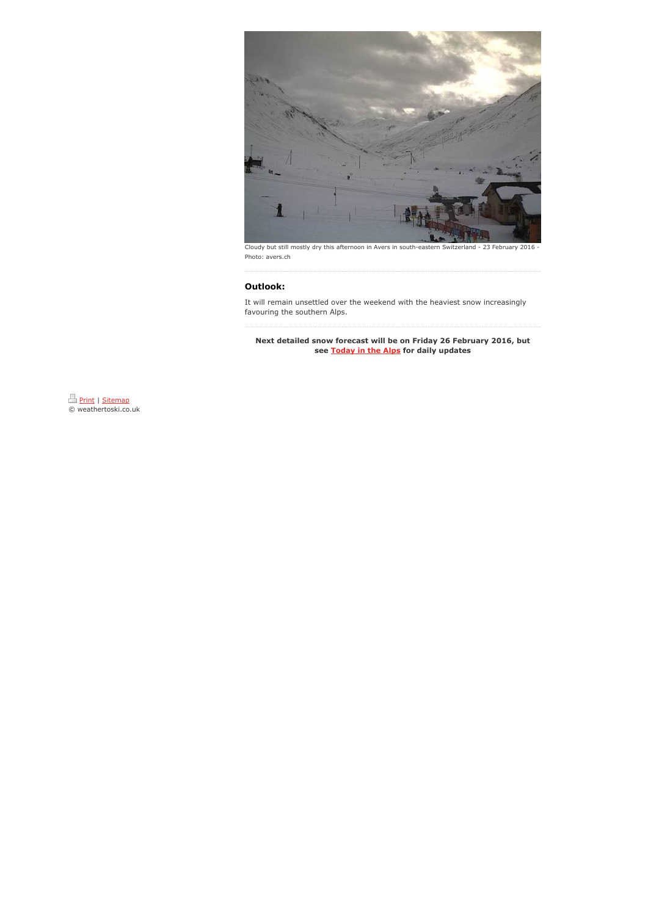Cloudy but still mostly dry this afternoon in Avers in south-eastern Switzerland - 23 February 2016 - Photo: avers.ch

### Outlook:

It will remain unsettled over the weekend with the heaviest snow increasingly favouring the southern Alps.

**Next detailed snow forecast will be on Friday 26 February 2016, but see Today in the Alps for daily updates**

Print | Sitemap
© weathertoski.co.uk